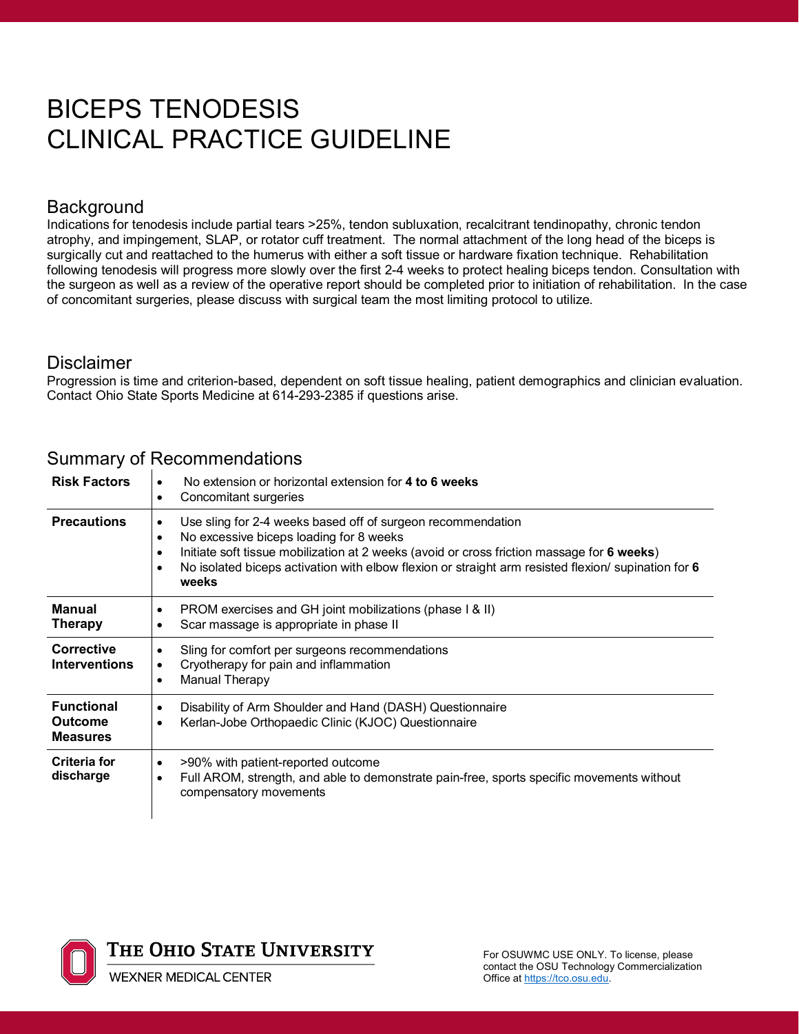# BICEPS TENODESIS
# CLINICAL PRACTICE GUIDELINE

## Background

Indications for tenodesis include partial tears >25%, tendon subluxation, recalcitrant tendinopathy, chronic tendon atrophy, and impingement, SLAP, or rotator cuff treatment. The normal attachment of the long head of the biceps is surgically cut and reattached to the humerus with either a soft tissue or hardware fixation technique. Rehabilitation following tenodesis will progress more slowly over the first 2-4 weeks to protect healing biceps tendon. Consultation with the surgeon as well as a review of the operative report should be completed prior to initiation of rehabilitation. In the case of concomitant surgeries, please discuss with surgical team the most limiting protocol to utilize.

## Disclaimer

Progression is time and criterion-based, dependent on soft tissue healing, patient demographics and clinician evaluation. Contact Ohio State Sports Medicine at 614-293-2385 if questions arise.

## Summary of Recommendations

| | |
|---|---|
| **Risk Factors** | • No extension or horizontal extension for **4 to 6 weeks**<br>• Concomitant surgeries |
| **Precautions** | • Use sling for 2-4 weeks based off of surgeon recommendation<br>• No excessive biceps loading for 8 weeks<br>• Initiate soft tissue mobilization at 2 weeks (avoid or cross friction massage for **6 weeks**)<br>• No isolated biceps activation with elbow flexion or straight arm resisted flexion/ supination for **6 weeks** |
| **Manual Therapy** | • PROM exercises and GH joint mobilizations (phase I & II)<br>• Scar massage is appropriate in phase II |
| **Corrective Interventions** | • Sling for comfort per surgeons recommendations<br>• Cryotherapy for pain and inflammation<br>• Manual Therapy |
| **Functional Outcome Measures** | • Disability of Arm Shoulder and Hand (DASH) Questionnaire<br>• Kerlan-Jobe Orthopaedic Clinic (KJOC) Questionnaire |
| **Criteria for discharge** | • >90% with patient-reported outcome<br>• Full AROM, strength, and able to demonstrate pain-free, sports specific movements without compensatory movements |

THE OHIO STATE UNIVERSITY
WEXNER MEDICAL CENTER

For OSUWMC USE ONLY. To license, please contact the OSU Technology Commercialization Office at https://tco.osu.edu.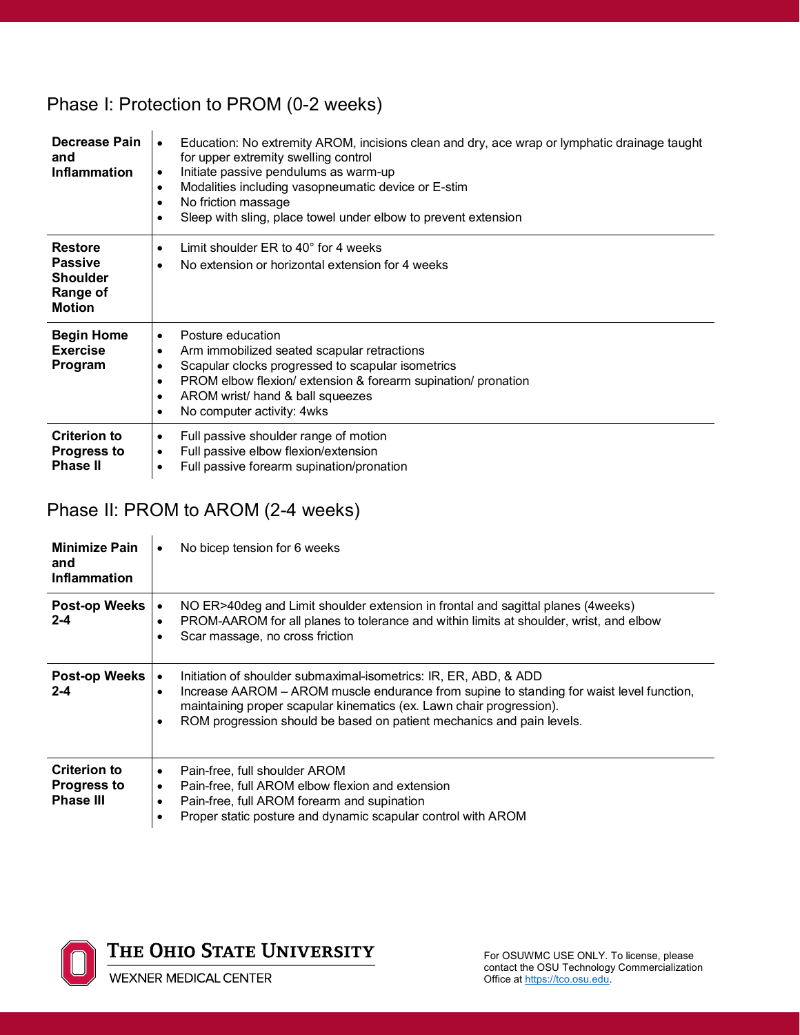## Phase I: Protection to PROM (0-2 weeks)

| | |
|---|---|
| **Decrease Pain and Inflammation** | • Education: No extremity AROM, incisions clean and dry, ace wrap or lymphatic drainage taught for upper extremity swelling control<br>• Initiate passive pendulums as warm-up<br>• Modalities including vasopneumatic device or E-stim<br>• No friction massage<br>• Sleep with sling, place towel under elbow to prevent extension |
| **Restore Passive Shoulder Range of Motion** | • Limit shoulder ER to 40° for 4 weeks<br>• No extension or horizontal extension for 4 weeks |
| **Begin Home Exercise Program** | • Posture education<br>• Arm immobilized seated scapular retractions<br>• Scapular clocks progressed to scapular isometrics<br>• PROM elbow flexion/ extension & forearm supination/ pronation<br>• AROM wrist/ hand & ball squeezes<br>• No computer activity: 4wks |
| **Criterion to Progress to Phase II** | • Full passive shoulder range of motion<br>• Full passive elbow flexion/extension<br>• Full passive forearm supination/pronation |

## Phase II: PROM to AROM (2-4 weeks)

| | |
|---|---|
| **Minimize Pain and Inflammation** | • No bicep tension for 6 weeks |
| **Post-op Weeks 2-4** | • NO ER>40deg and Limit shoulder extension in frontal and sagittal planes (4weeks)<br>• PROM-AAROM for all planes to tolerance and within limits at shoulder, wrist, and elbow<br>• Scar massage, no cross friction |
| **Post-op Weeks 2-4** | • Initiation of shoulder submaximal-isometrics: IR, ER, ABD, & ADD<br>• Increase AAROM – AROM muscle endurance from supine to standing for waist level function, maintaining proper scapular kinematics (ex. Lawn chair progression).<br>• ROM progression should be based on patient mechanics and pain levels. |
| **Criterion to Progress to Phase III** | • Pain-free, full shoulder AROM<br>• Pain-free, full AROM elbow flexion and extension<br>• Pain-free, full AROM forearm and supination<br>• Proper static posture and dynamic scapular control with AROM |

For OSUWMC USE ONLY. To license, please contact the OSU Technology Commercialization Office at https://tco.osu.edu.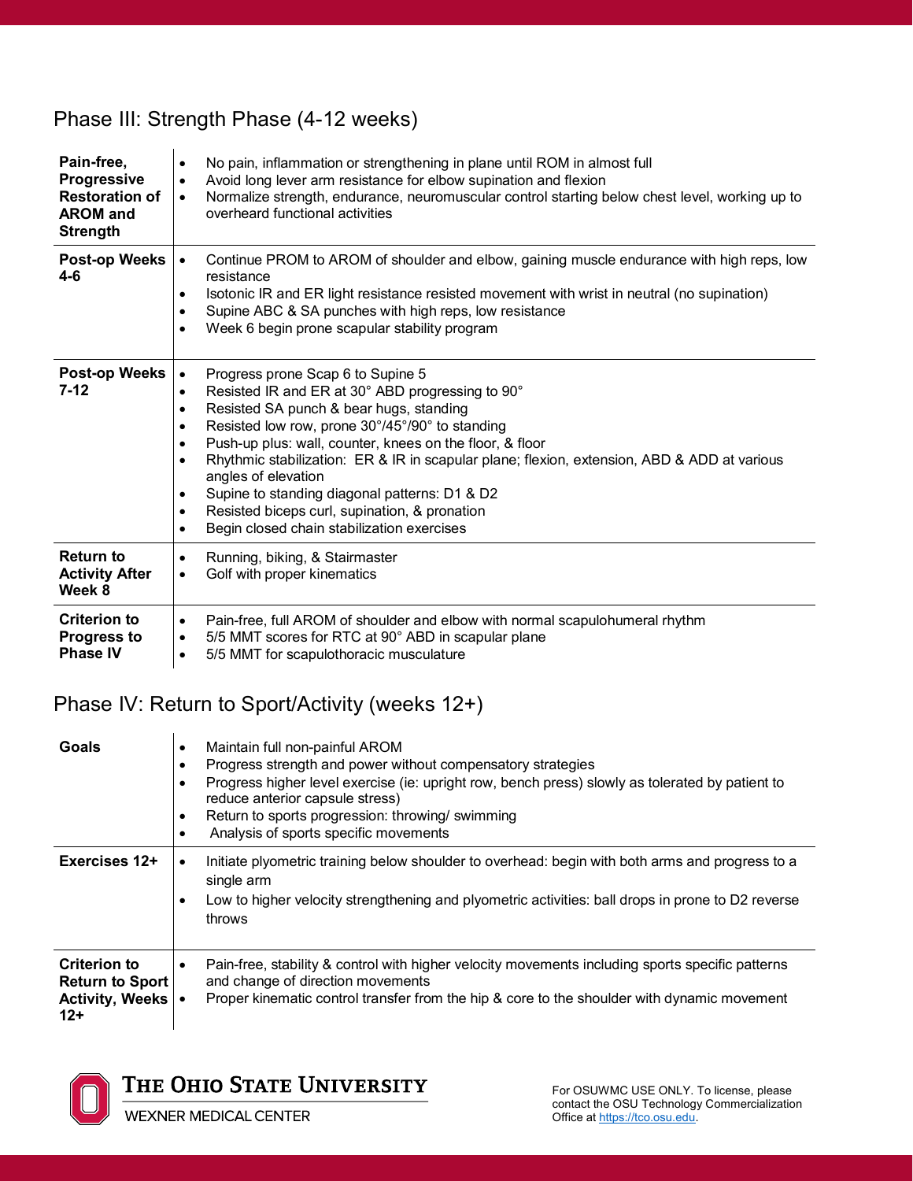## Phase III: Strength Phase (4-12 weeks)

| | |
|---|---|
| **Pain-free, Progressive Restoration of AROM and Strength** | • No pain, inflammation or strengthening in plane until ROM in almost full<br>• Avoid long lever arm resistance for elbow supination and flexion<br>• Normalize strength, endurance, neuromuscular control starting below chest level, working up to overheard functional activities |
| **Post-op Weeks 4-6** | • Continue PROM to AROM of shoulder and elbow, gaining muscle endurance with high reps, low resistance<br>• Isotonic IR and ER light resistance resisted movement with wrist in neutral (no supination)<br>• Supine ABC & SA punches with high reps, low resistance<br>• Week 6 begin prone scapular stability program |
| **Post-op Weeks 7-12** | • Progress prone Scap 6 to Supine 5<br>• Resisted IR and ER at 30° ABD progressing to 90°<br>• Resisted SA punch & bear hugs, standing<br>• Resisted low row, prone 30°/45°/90° to standing<br>• Push-up plus: wall, counter, knees on the floor, & floor<br>• Rhythmic stabilization: ER & IR in scapular plane; flexion, extension, ABD & ADD at various angles of elevation<br>• Supine to standing diagonal patterns: D1 & D2<br>• Resisted biceps curl, supination, & pronation<br>• Begin closed chain stabilization exercises |
| **Return to Activity After Week 8** | • Running, biking, & Stairmaster<br>• Golf with proper kinematics |
| **Criterion to Progress to Phase IV** | • Pain-free, full AROM of shoulder and elbow with normal scapulohumeral rhythm<br>• 5/5 MMT scores for RTC at 90° ABD in scapular plane<br>• 5/5 MMT for scapulothoracic musculature |

## Phase IV: Return to Sport/Activity (weeks 12+)

| | |
|---|---|
| **Goals** | • Maintain full non-painful AROM<br>• Progress strength and power without compensatory strategies<br>• Progress higher level exercise (ie: upright row, bench press) slowly as tolerated by patient to reduce anterior capsule stress)<br>• Return to sports progression: throwing/ swimming<br>• Analysis of sports specific movements |
| **Exercises 12+** | • Initiate plyometric training below shoulder to overhead: begin with both arms and progress to a single arm<br>• Low to higher velocity strengthening and plyometric activities: ball drops in prone to D2 reverse throws |
| **Criterion to Return to Sport Activity, Weeks 12+** | • Pain-free, stability & control with higher velocity movements including sports specific patterns and change of direction movements<br>• Proper kinematic control transfer from the hip & core to the shoulder with dynamic movement |

For OSUWMC USE ONLY. To license, please contact the OSU Technology Commercialization Office at https://tco.osu.edu.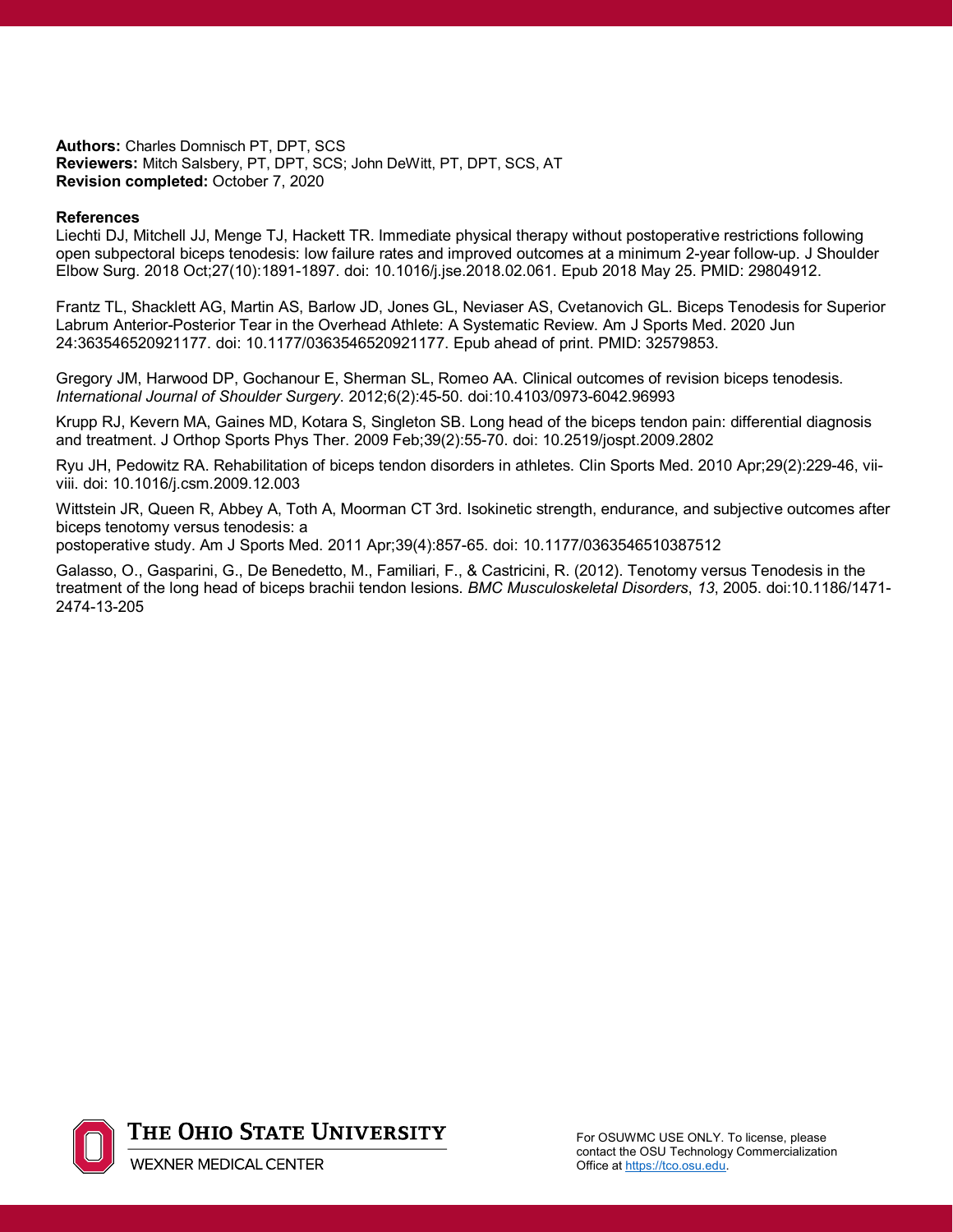**Authors:** Charles Domnisch PT, DPT, SCS
**Reviewers:** Mitch Salsbery, PT, DPT, SCS; John DeWitt, PT, DPT, SCS, AT
**Revision completed:** October 7, 2020

**References**

Liechti DJ, Mitchell JJ, Menge TJ, Hackett TR. Immediate physical therapy without postoperative restrictions following open subpectoral biceps tenodesis: low failure rates and improved outcomes at a minimum 2-year follow-up. J Shoulder Elbow Surg. 2018 Oct;27(10):1891-1897. doi: 10.1016/j.jse.2018.02.061. Epub 2018 May 25. PMID: 29804912.

Frantz TL, Shacklett AG, Martin AS, Barlow JD, Jones GL, Neviaser AS, Cvetanovich GL. Biceps Tenodesis for Superior Labrum Anterior-Posterior Tear in the Overhead Athlete: A Systematic Review. Am J Sports Med. 2020 Jun 24:363546520921177. doi: 10.1177/0363546520921177. Epub ahead of print. PMID: 32579853.

Gregory JM, Harwood DP, Gochanour E, Sherman SL, Romeo AA. Clinical outcomes of revision biceps tenodesis. *International Journal of Shoulder Surgery*. 2012;6(2):45-50. doi:10.4103/0973-6042.96993

Krupp RJ, Kevern MA, Gaines MD, Kotara S, Singleton SB. Long head of the biceps tendon pain: differential diagnosis and treatment. J Orthop Sports Phys Ther. 2009 Feb;39(2):55-70. doi: 10.2519/jospt.2009.2802

Ryu JH, Pedowitz RA. Rehabilitation of biceps tendon disorders in athletes. Clin Sports Med. 2010 Apr;29(2):229-46, vii-viii. doi: 10.1016/j.csm.2009.12.003

Wittstein JR, Queen R, Abbey A, Toth A, Moorman CT 3rd. Isokinetic strength, endurance, and subjective outcomes after biceps tenotomy versus tenodesis: a
postoperative study. Am J Sports Med. 2011 Apr;39(4):857-65. doi: 10.1177/0363546510387512

Galasso, O., Gasparini, G., De Benedetto, M., Familiari, F., & Castricini, R. (2012). Tenotomy versus Tenodesis in the treatment of the long head of biceps brachii tendon lesions. *BMC Musculoskeletal Disorders*, *13*, 2005. doi:10.1186/1471-2474-13-205

The Ohio State University
WEXNER MEDICAL CENTER

For OSUWMC USE ONLY. To license, please contact the OSU Technology Commercialization Office at https://tco.osu.edu.